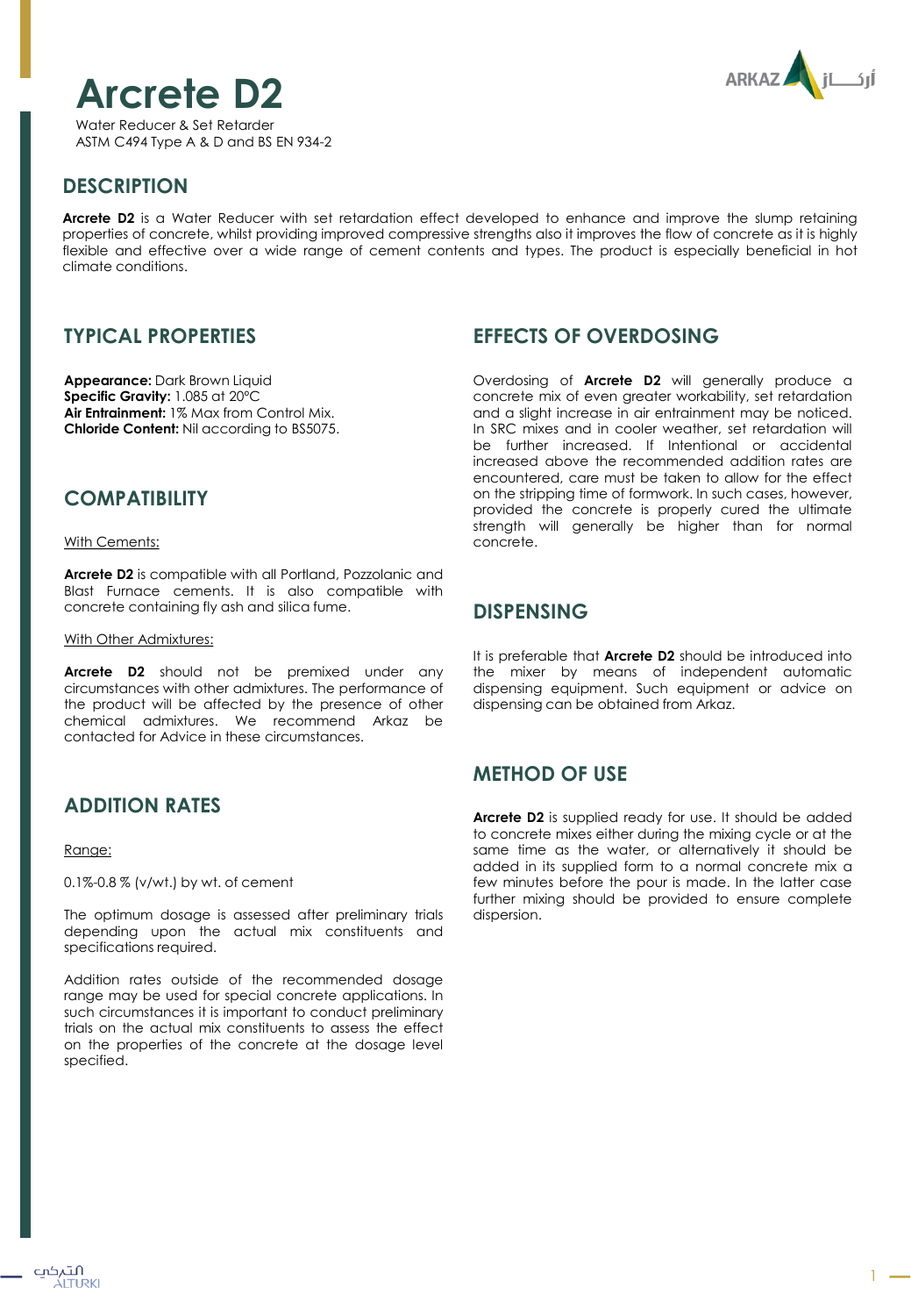# Arcrete D2

Water Reducer & Set Retarder
ASTM C494 Type A & D and BS EN 934-2

## DESCRIPTION

**Arcrete D2** is a Water Reducer with set retardation effect developed to enhance and improve the slump retaining properties of concrete, whilst providing improved compressive strengths also it improves the flow of concrete as it is highly flexible and effective over a wide range of cement contents and types. The product is especially beneficial in hot climate conditions.

## TYPICAL PROPERTIES

**Appearance:** Dark Brown Liquid
**Specific Gravity:** 1.085 at 20°C
**Air Entrainment:** 1% Max from Control Mix.
**Chloride Content:** Nil according to BS5075.

## COMPATIBILITY

With Cements:

**Arcrete D2** is compatible with all Portland, Pozzolanic and Blast Furnace cements. It is also compatible with concrete containing fly ash and silica fume.

With Other Admixtures:

**Arcrete D2** should not be premixed under any circumstances with other admixtures. The performance of the product will be affected by the presence of other chemical admixtures. We recommend Arkaz be contacted for Advice in these circumstances.

## ADDITION RATES

Range:

0.1%-0.8 % (v/wt.) by wt. of cement

The optimum dosage is assessed after preliminary trials depending upon the actual mix constituents and specifications required.

Addition rates outside of the recommended dosage range may be used for special concrete applications. In such circumstances it is important to conduct preliminary trials on the actual mix constituents to assess the effect on the properties of the concrete at the dosage level specified.

## EFFECTS OF OVERDOSING

Overdosing of **Arcrete D2** will generally produce a concrete mix of even greater workability, set retardation and a slight increase in air entrainment may be noticed. In SRC mixes and in cooler weather, set retardation will be further increased. If Intentional or accidental increased above the recommended addition rates are encountered, care must be taken to allow for the effect on the stripping time of formwork. In such cases, however, provided the concrete is properly cured the ultimate strength will generally be higher than for normal concrete.

## DISPENSING

It is preferable that **Arcrete D2** should be introduced into the mixer by means of independent automatic dispensing equipment. Such equipment or advice on dispensing can be obtained from Arkaz.

## METHOD OF USE

**Arcrete D2** is supplied ready for use. It should be added to concrete mixes either during the mixing cycle or at the same time as the water, or alternatively it should be added in its supplied form to a normal concrete mix a few minutes before the pour is made. In the latter case further mixing should be provided to ensure complete dispersion.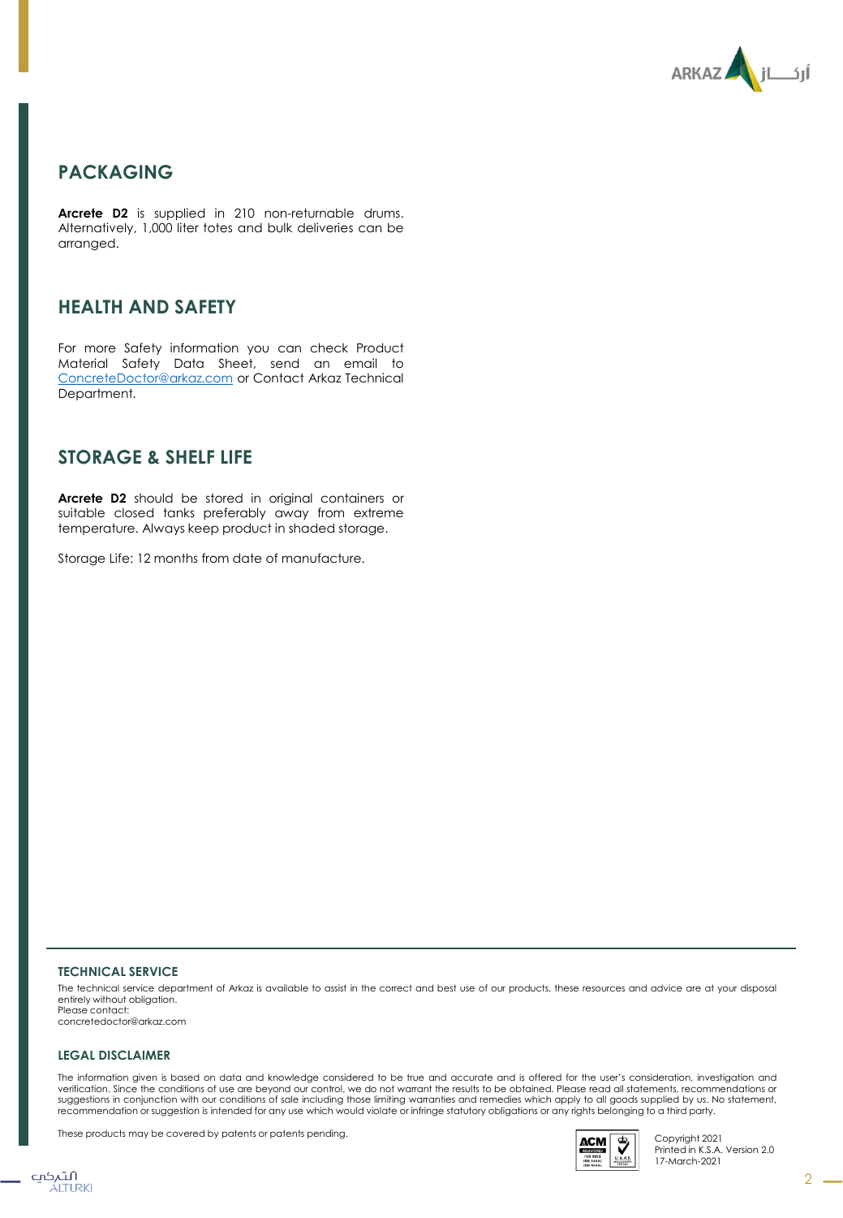## PACKAGING

**Arcrete D2** is supplied in 210 non-returnable drums. Alternatively, 1,000 liter totes and bulk deliveries can be arranged.

## HEALTH AND SAFETY

For more Safety information you can check Product Material Safety Data Sheet, send an email to ConcreteDoctor@arkaz.com or Contact Arkaz Technical Department.

## STORAGE & SHELF LIFE

**Arcrete D2** should be stored in original containers or suitable closed tanks preferably away from extreme temperature. Always keep product in shaded storage.

Storage Life: 12 months from date of manufacture.

### TECHNICAL SERVICE

The technical service department of Arkaz is available to assist in the correct and best use of our products, these resources and advice are at your disposal entirely without obligation.
Please contact:
concretedoctor@arkaz.com

### LEGAL DISCLAIMER

The information given is based on data and knowledge considered to be true and accurate and is offered for the user's consideration, investigation and verification. Since the conditions of use are beyond our control, we do not warrant the results to be obtained. Please read all statements, recommendations or suggestions in conjunction with our conditions of sale including those limiting warranties and remedies which apply to all goods supplied by us. No statement, recommendation or suggestion is intended for any use which would violate or infringe statutory obligations or any rights belonging to a third party.

These products may be covered by patents or patents pending.

Copyright 2021
Printed in K.S.A. Version 2.0
17-March-2021